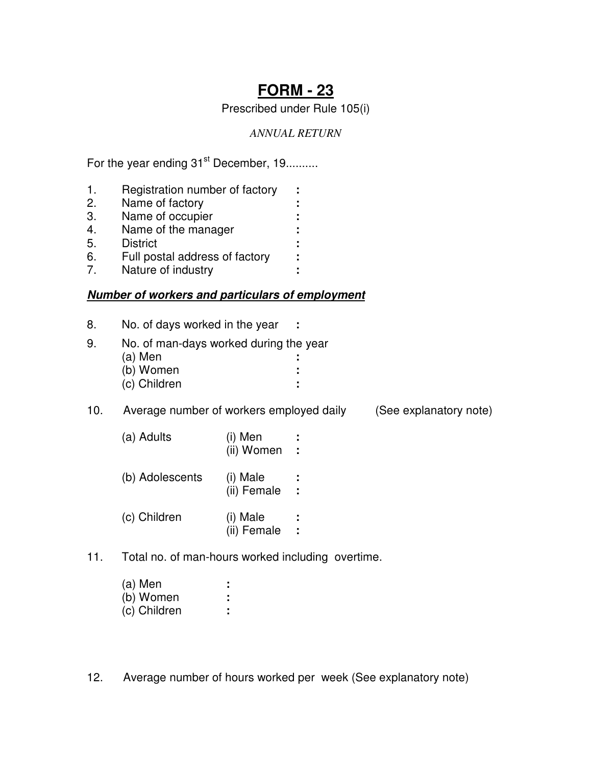# FORM - 23

Prescribed under Rule 105(i)

*ANNUAL RETURN*

For the year ending 31st December, 19..........

1. Registration number of factory :
2. Name of factory :
3. Name of occupier :
4. Name of the manager :
5. District :
6. Full postal address of factory :
7. Nature of industry :

***Number of workers and particulars of employment***

8. No. of days worked in the year :
9. No. of man-days worked during the year
   - (a) Men :
   - (b) Women :
   - (c) Children :
10. Average number of workers employed daily (See explanatory note)
    - (a) Adults
      - (i) Men :
      - (ii) Women :
    - (b) Adolescents
      - (i) Male :
      - (ii) Female :
    - (c) Children
      - (i) Male :
      - (ii) Female :
11. Total no. of man-hours worked including overtime.
    - (a) Men :
    - (b) Women :
    - (c) Children :
12. Average number of hours worked per week (See explanatory note)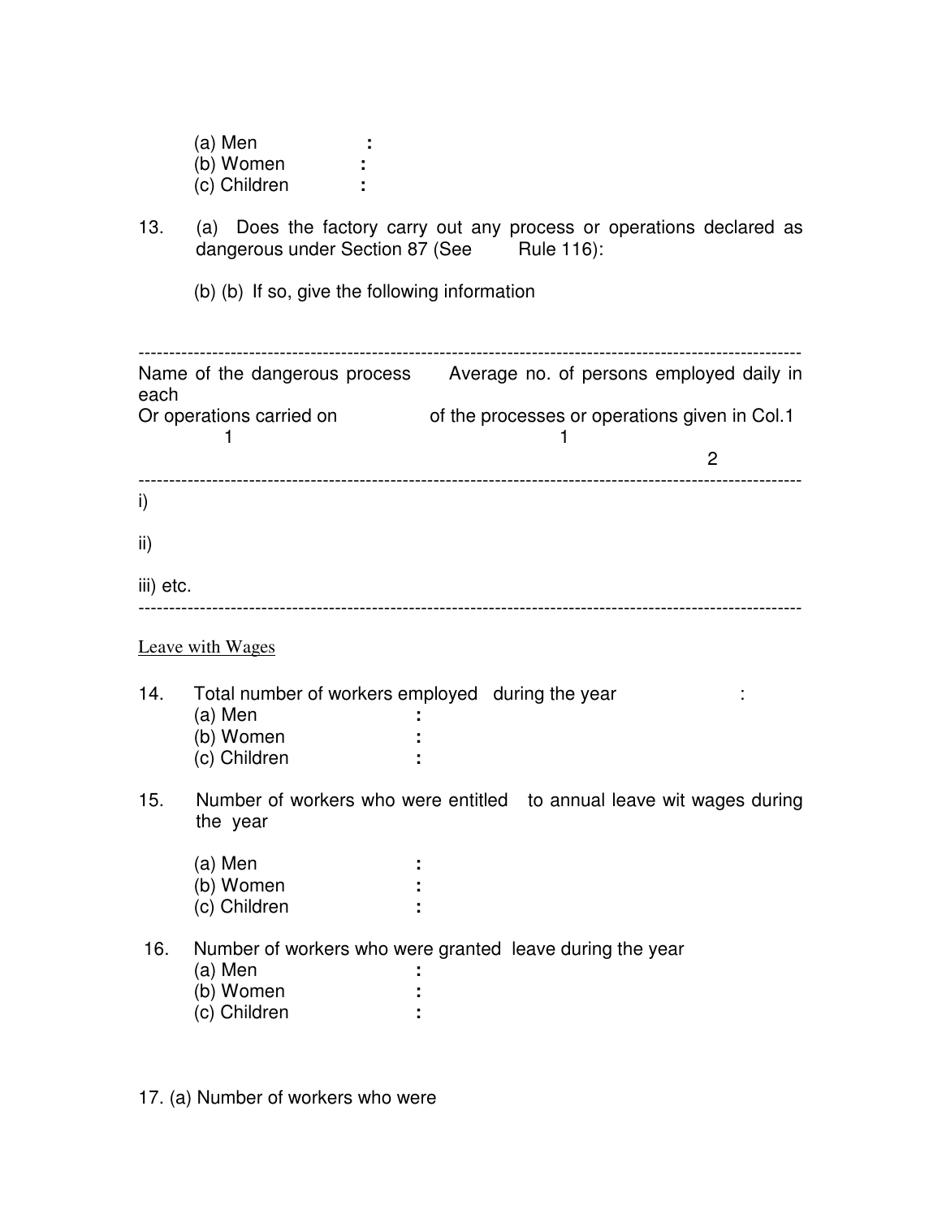(a) Men :
(b) Women :
(c) Children :

13. (a) Does the factory carry out any process or operations declared as dangerous under Section 87 (See Rule 116):

(b) (b) If so, give the following information

| Name of the dangerous process Or operations carried on 1 | Average no. of persons employed daily in each of the processes or operations given in Col.1 2 |
|---|---|
| i) | |
| ii) | |
| iii) etc. | |

Leave with Wages

14. Total number of workers employed during the year :
    (a) Men :
    (b) Women :
    (c) Children :

15. Number of workers who were entitled to annual leave wit wages during the year

    (a) Men :
    (b) Women :
    (c) Children :

16. Number of workers who were granted leave during the year
    (a) Men :
    (b) Women :
    (c) Children :

17. (a) Number of workers who were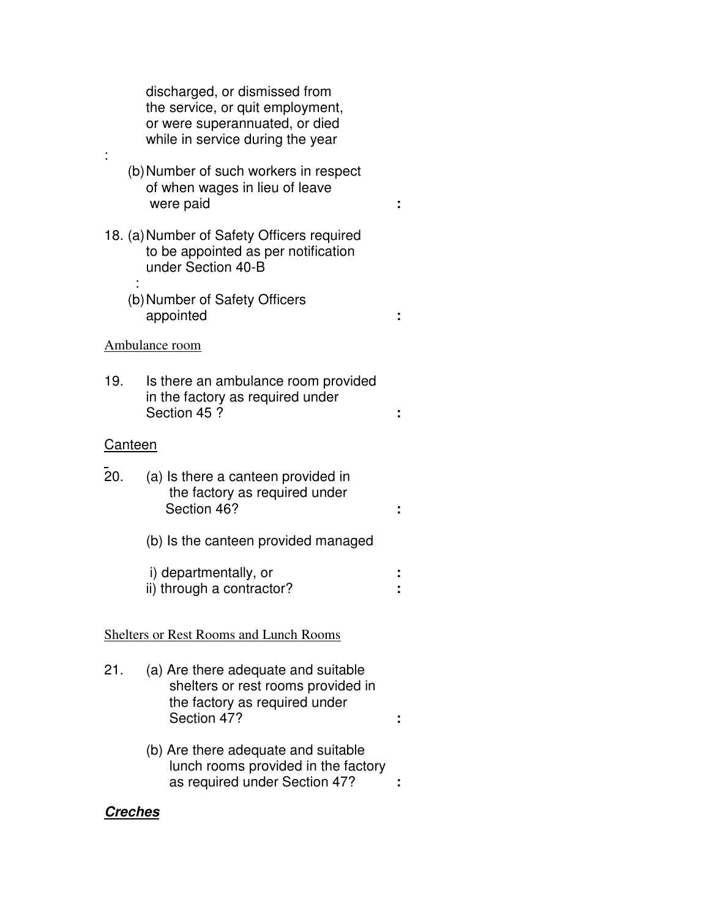discharged, or dismissed from the service, or quit employment, or were superannuated, or died while in service during the year :

(b) Number of such workers in respect of when wages in lieu of leave were paid :

18. (a) Number of Safety Officers required to be appointed as per notification under Section 40-B :

(b) Number of Safety Officers appointed :

Ambulance room

19. Is there an ambulance room provided in the factory as required under Section 45 ? :

Canteen

20. (a) Is there a canteen provided in the factory as required under Section 46? :

(b) Is the canteen provided managed

i) departmentally, or :
ii) through a contractor? :

Shelters or Rest Rooms and Lunch Rooms

21. (a) Are there adequate and suitable shelters or rest rooms provided in the factory as required under Section 47? :

(b) Are there adequate and suitable lunch rooms provided in the factory as required under Section 47? :

***Creches***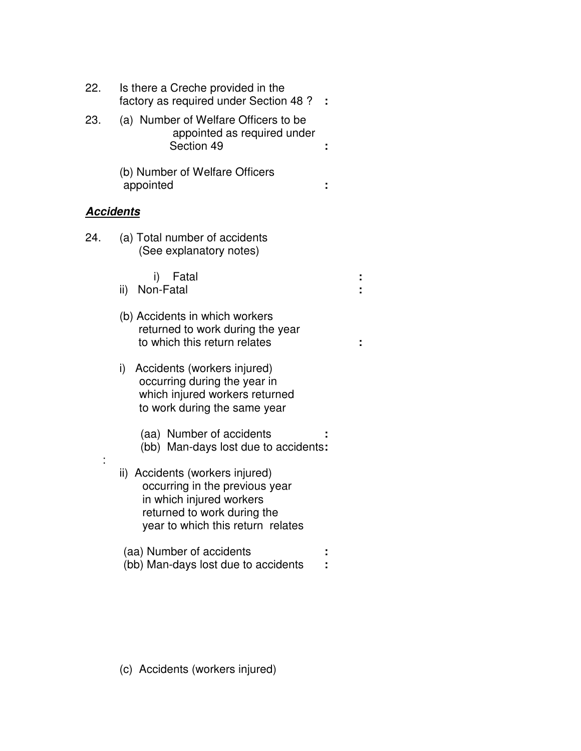22. Is there a Creche provided in the factory as required under Section 48 ? :

23. (a) Number of Welfare Officers to be appointed as required under Section 49 :

    (b) Number of Welfare Officers appointed :

***Accidents***

24. (a) Total number of accidents (See explanatory notes)

    i) Fatal :

    ii) Non-Fatal :

    (b) Accidents in which workers returned to work during the year to which this return relates :

    i) Accidents (workers injured) occurring during the year in which injured workers returned to work during the same year

    (aa) Number of accidents :

    (bb) Man-days lost due to accidents :

    :

    ii) Accidents (workers injured) occurring in the previous year in which injured workers returned to work during the year to which this return relates

    (aa) Number of accidents :

    (bb) Man-days lost due to accidents :

    (c) Accidents (workers injured)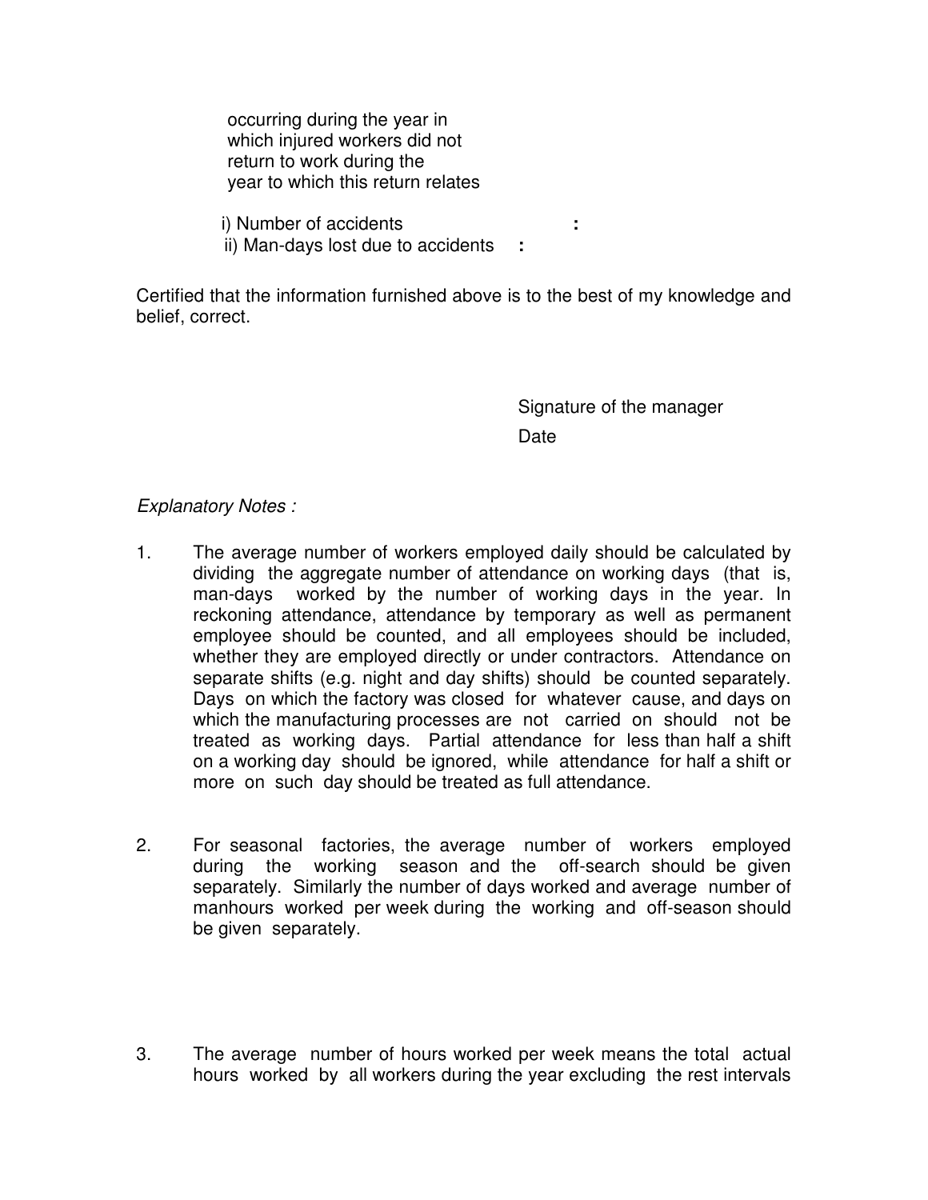occurring during the year in
which injured workers did not
return to work during the
year to which this return relates

i) Number of accidents :
ii) Man-days lost due to accidents :

Certified that the information furnished above is to the best of my knowledge and belief, correct.

Signature of the manager
Date

*Explanatory Notes :*

1. The average number of workers employed daily should be calculated by dividing the aggregate number of attendance on working days (that is, man-days worked by the number of working days in the year. In reckoning attendance, attendance by temporary as well as permanent employee should be counted, and all employees should be included, whether they are employed directly or under contractors. Attendance on separate shifts (e.g. night and day shifts) should be counted separately. Days on which the factory was closed for whatever cause, and days on which the manufacturing processes are not carried on should not be treated as working days. Partial attendance for less than half a shift on a working day should be ignored, while attendance for half a shift or more on such day should be treated as full attendance.

2. For seasonal factories, the average number of workers employed during the working season and the off-search should be given separately. Similarly the number of days worked and average number of manhours worked per week during the working and off-season should be given separately.

3. The average number of hours worked per week means the total actual hours worked by all workers during the year excluding the rest intervals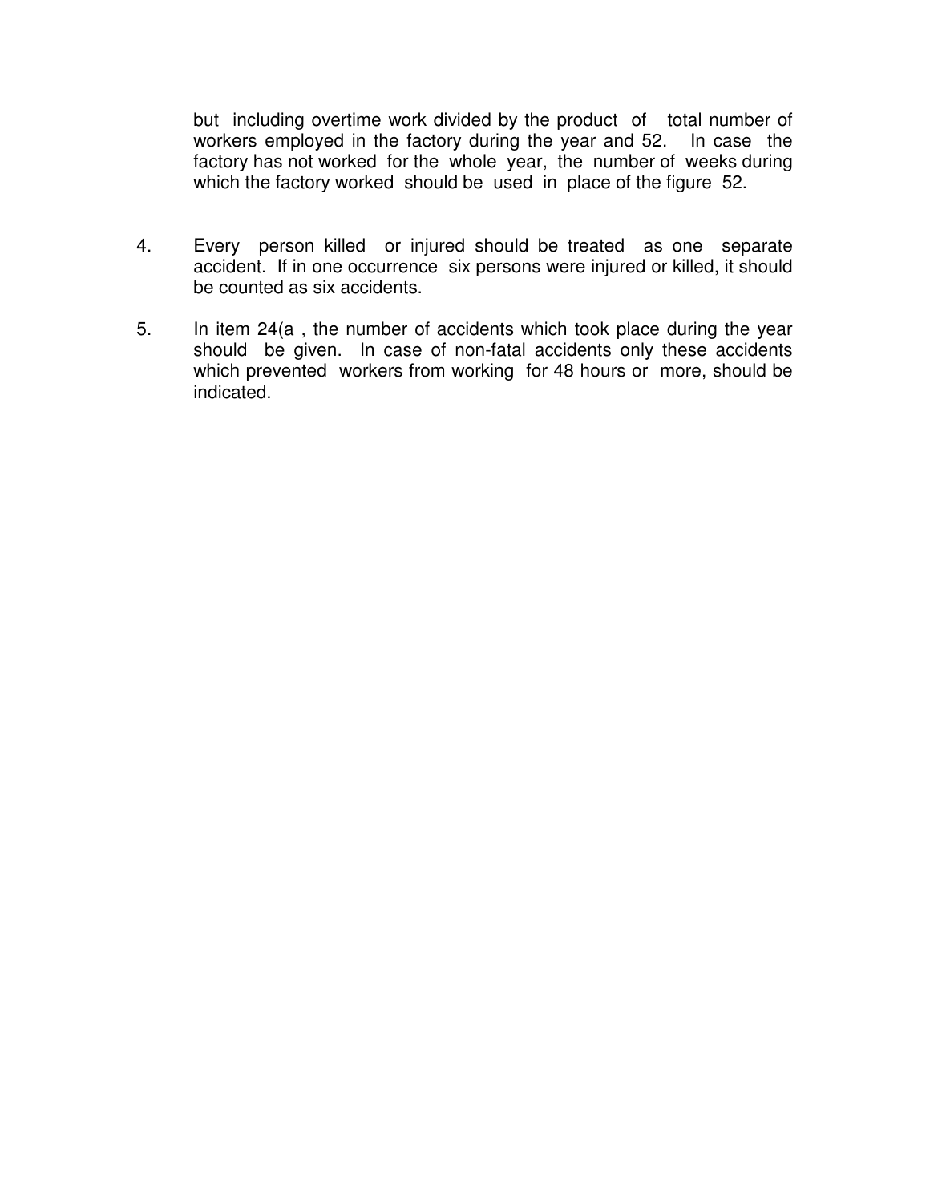but including overtime work divided by the product of total number of workers employed in the factory during the year and 52. In case the factory has not worked for the whole year, the number of weeks during which the factory worked should be used in place of the figure 52.

4. Every person killed or injured should be treated as one separate accident. If in one occurrence six persons were injured or killed, it should be counted as six accidents.

5. In item 24(a , the number of accidents which took place during the year should be given. In case of non-fatal accidents only these accidents which prevented workers from working for 48 hours or more, should be indicated.